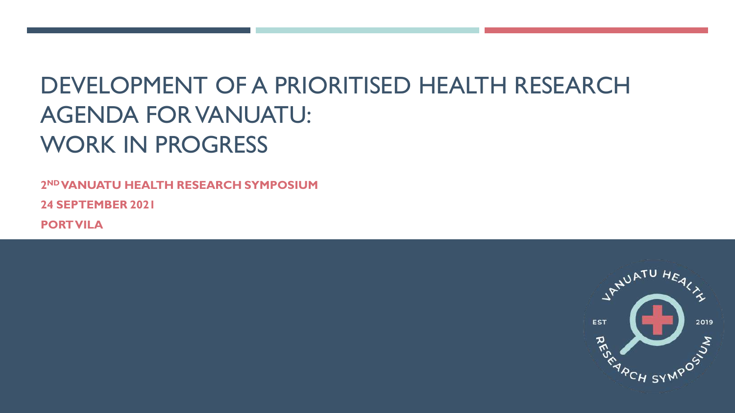# DEVELOPMENT OF A PRIORITISED HEALTH RESEARCH AGENDA FOR VANUATU: WORK IN PROGRESS

**2ND VANUATU HEALTH RESEARCH SYMPOSIUM**

**24 SEPTEMBER 2021**

**PORT VILA**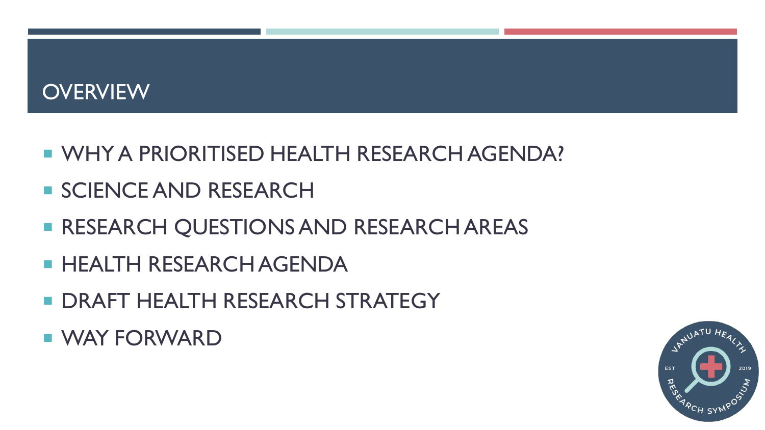# OVERVIEW

- WHY A PRIORITISED HEALTH RESEARCH AGENDA?
- SCIENCE AND RESEARCH
- RESEARCH QUESTIONS AND RESEARCH AREAS
- HEALTH RESEARCH AGENDA
- DRAFT HEALTH RESEARCH STRATEGY
- WAY FORWARD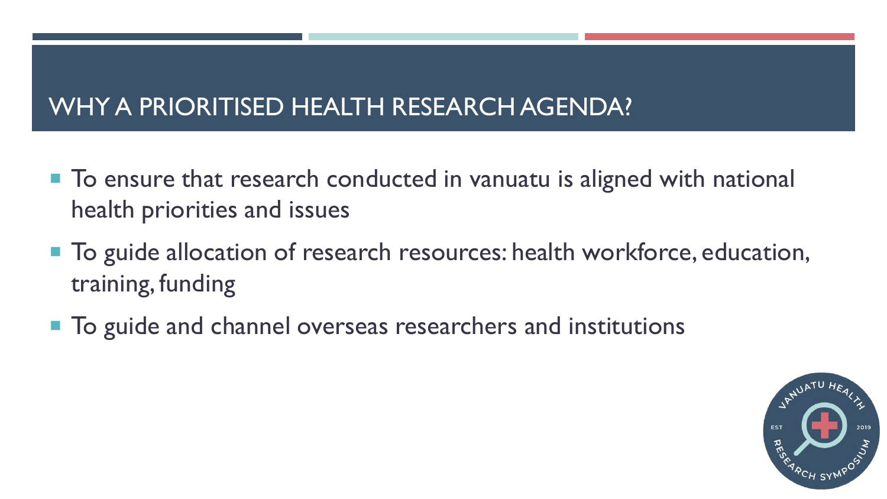# WHY A PRIORITISED HEALTH RESEARCH AGENDA?

- To ensure that research conducted in vanuatu is aligned with national health priorities and issues
- To guide allocation of research resources: health workforce, education, training, funding
- To guide and channel overseas researchers and institutions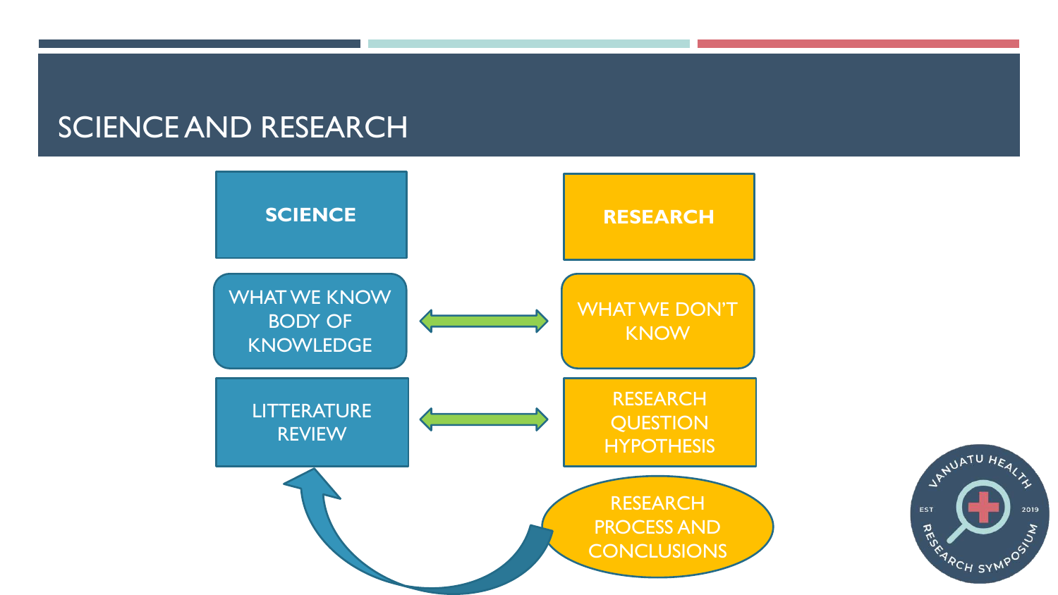# SCIENCE AND RESEARCH

| SCIENCE | | RESEARCH |
|---|---|---|
| WHAT WE KNOW BODY OF KNOWLEDGE | ⟷ | WHAT WE DON'T KNOW |
| LITTERATURE REVIEW | ⟷ | RESEARCH QUESTION HYPOTHESIS |

RESEARCH PROCESS AND CONCLUSIONS → LITTERATURE REVIEW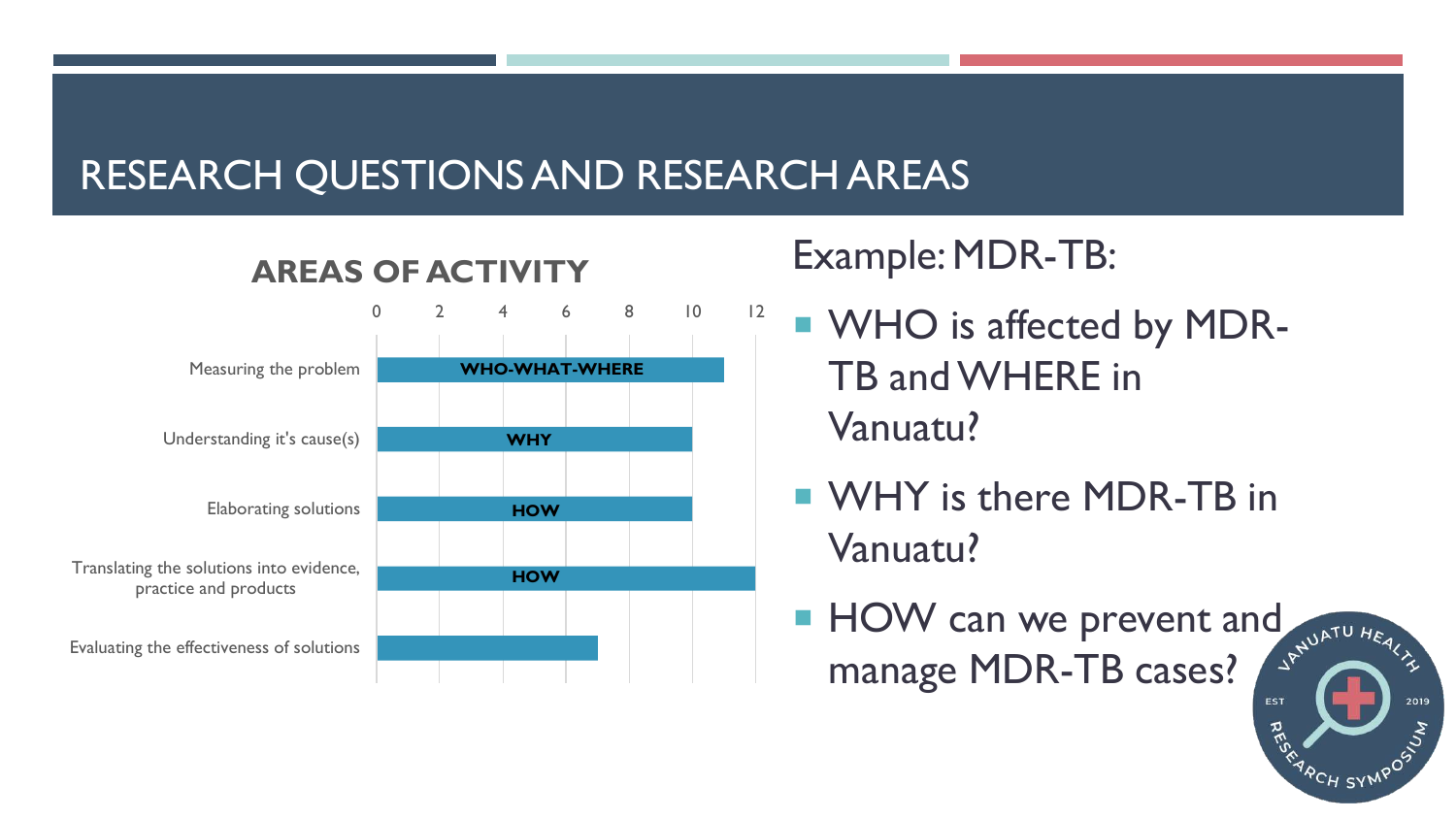# RESEARCH QUESTIONS AND RESEARCH AREAS

**AREAS OF ACTIVITY**

| Area | Value | Label |
|---|---|---|
| Measuring the problem | 11 | WHO-WHAT-WHERE |
| Understanding it's cause(s) | 10 | WHY |
| Elaborating solutions | 10 | HOW |
| Translating the solutions into evidence, practice and products | 12 | HOW |
| Evaluating the effectiveness of solutions | 7 | |

Example: MDR-TB:

- WHO is affected by MDR-TB and WHERE in Vanuatu?
- WHY is there MDR-TB in Vanuatu?
- HOW can we prevent and manage MDR-TB cases?

VANUATU HEALTH RESEARCH SYMPOSIUM EST 2019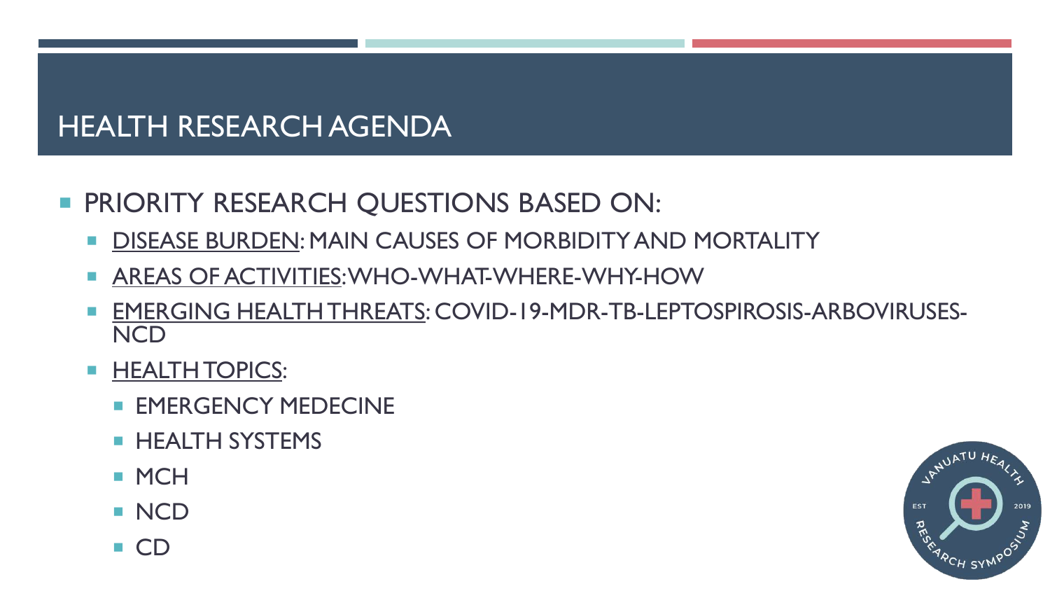# HEALTH RESEARCH AGENDA

- PRIORITY RESEARCH QUESTIONS BASED ON:
  - <u>DISEASE BURDEN</u>: MAIN CAUSES OF MORBIDITY AND MORTALITY
  - <u>AREAS OF ACTIVITIES</u>: WHO-WHAT-WHERE-WHY-HOW
  - <u>EMERGING HEALTH THREATS</u>: COVID-19-MDR-TB-LEPTOSPIROSIS-ARBOVIRUSES-NCD
  - <u>HEALTH TOPICS</u>:
    - EMERGENCY MEDECINE
    - HEALTH SYSTEMS
    - MCH
    - NCD
    - CD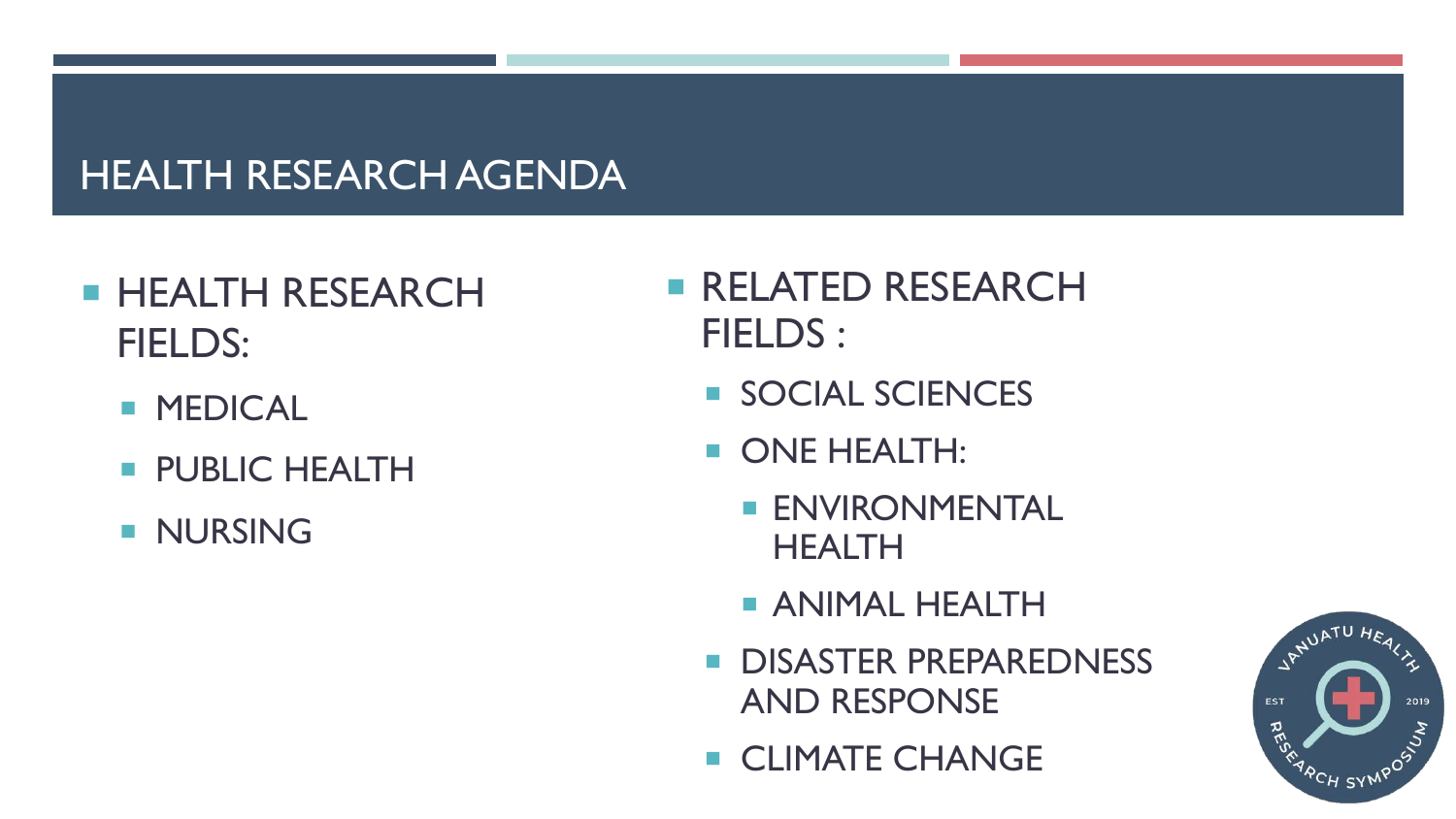# HEALTH RESEARCH AGENDA

- HEALTH RESEARCH FIELDS:
  - MEDICAL
  - PUBLIC HEALTH
  - NURSING

- RELATED RESEARCH FIELDS :
  - SOCIAL SCIENCES
  - ONE HEALTH:
    - ENVIRONMENTAL HEALTH
    - ANIMAL HEALTH
  - DISASTER PREPAREDNESS AND RESPONSE
  - CLIMATE CHANGE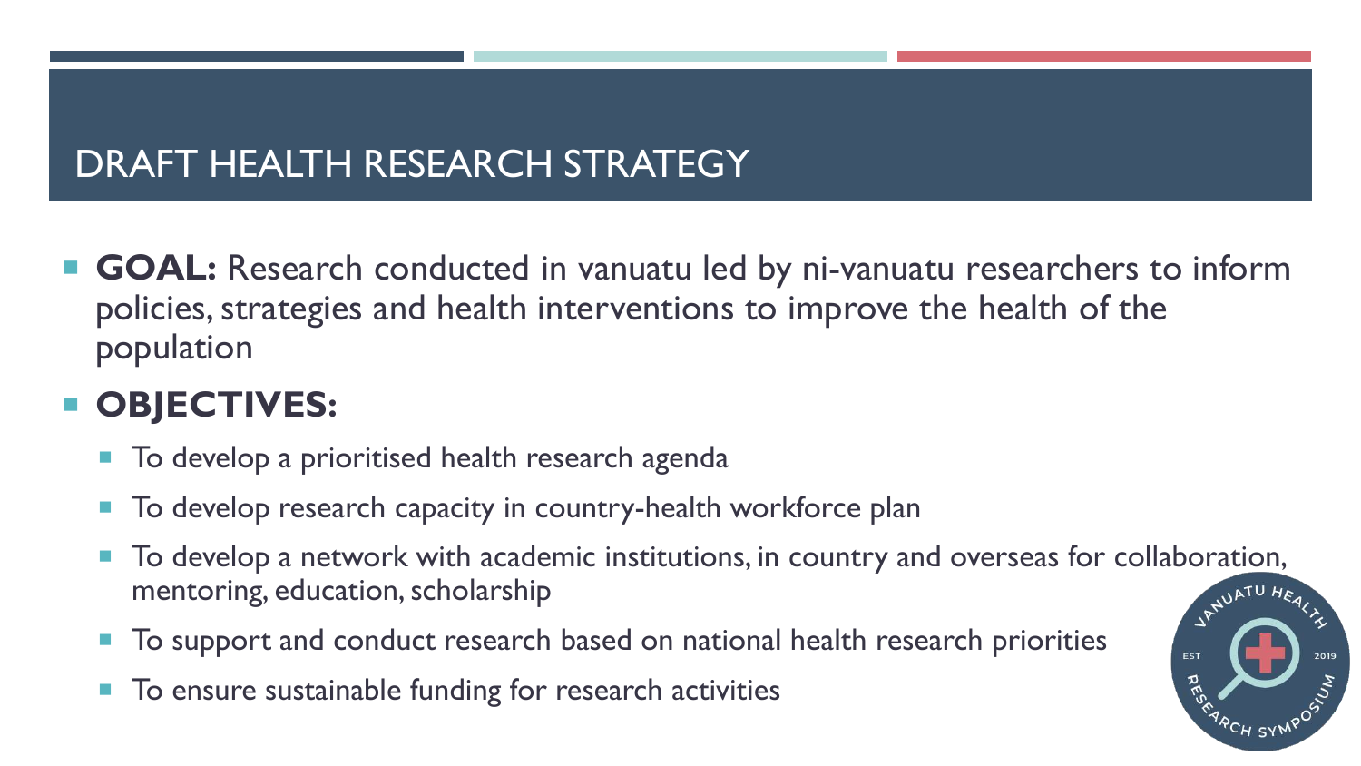# DRAFT HEALTH RESEARCH STRATEGY

- **GOAL:** Research conducted in vanuatu led by ni-vanuatu researchers to inform policies, strategies and health interventions to improve the health of the population
- **OBJECTIVES:**
  - To develop a prioritised health research agenda
  - To develop research capacity in country-health workforce plan
  - To develop a network with academic institutions, in country and overseas for collaboration, mentoring, education, scholarship
  - To support and conduct research based on national health research priorities
  - To ensure sustainable funding for research activities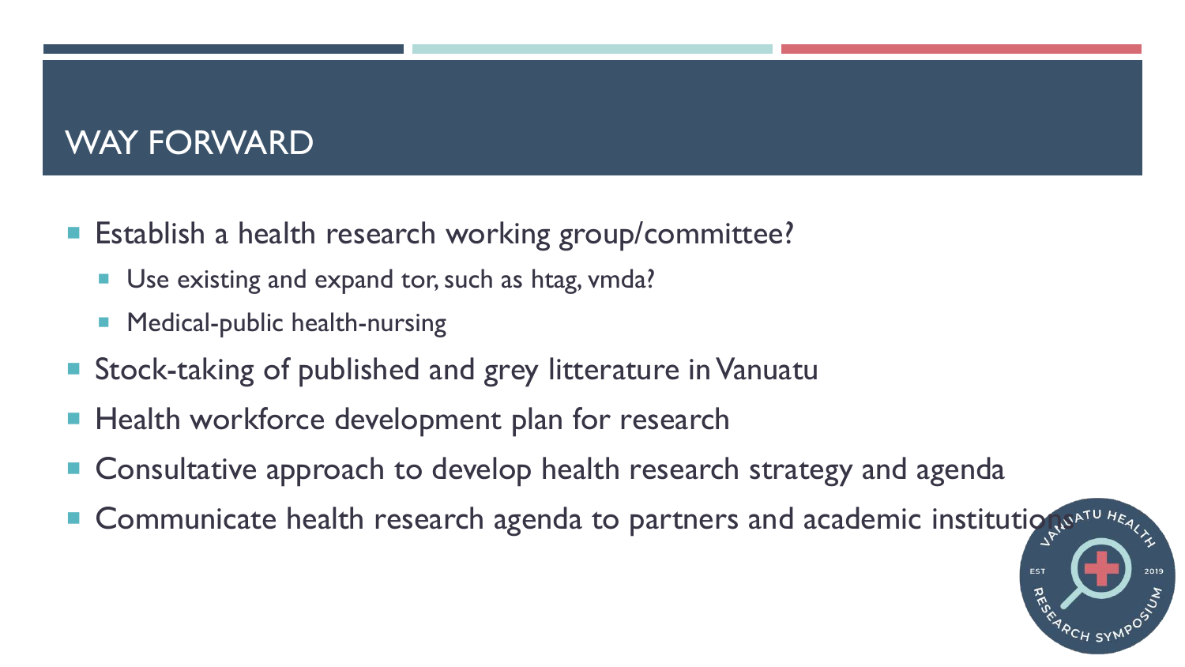# WAY FORWARD

- Establish a health research working group/committee?
  - Use existing and expand tor, such as htag, vmda?
  - Medical-public health-nursing
- Stock-taking of published and grey litterature in Vanuatu
- Health workforce development plan for research
- Consultative approach to develop health research strategy and agenda
- Communicate health research agenda to partners and academic institutions